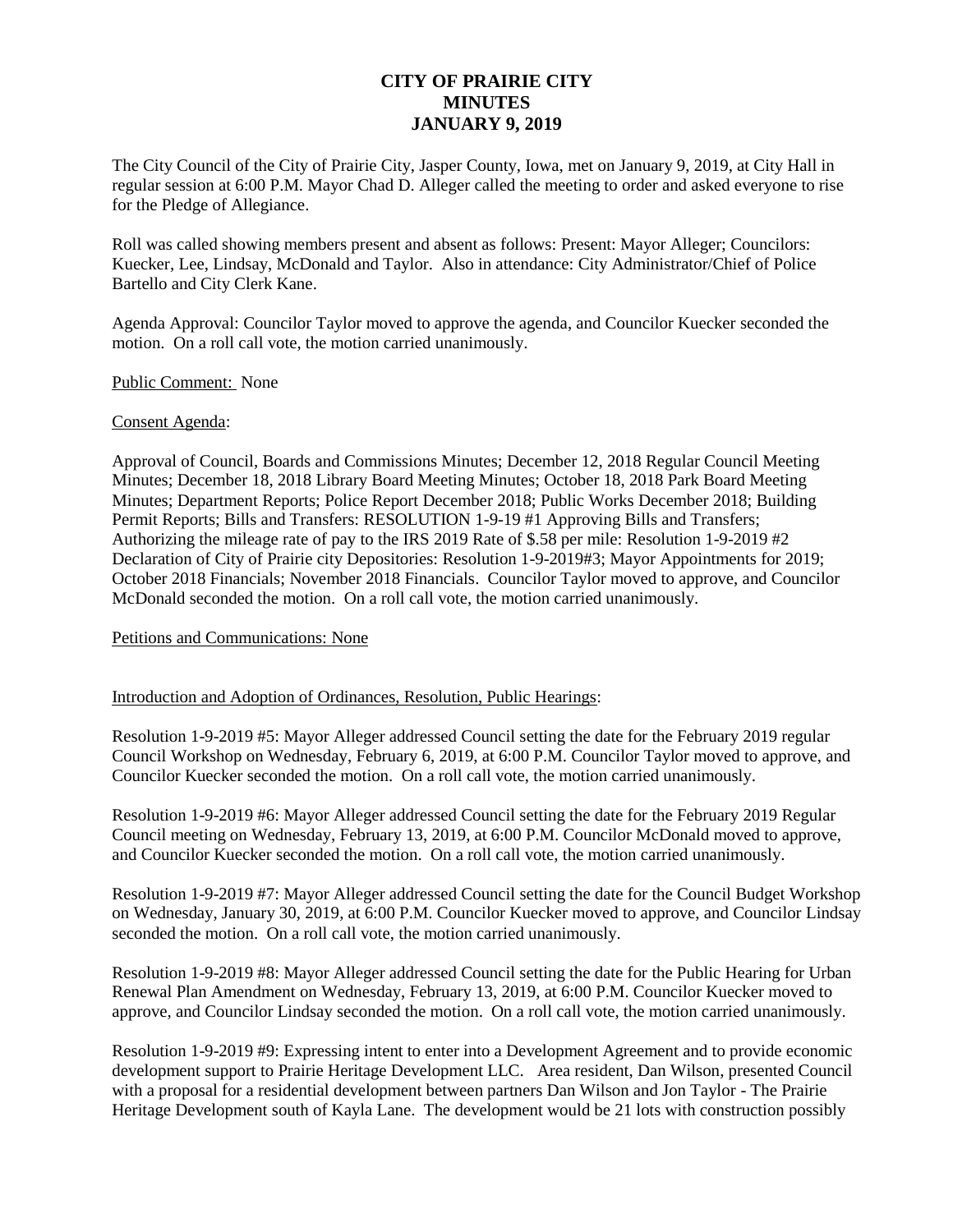# CITY OF PRAIRIE CITY
# MINUTES
# JANUARY 9, 2019

The City Council of the City of Prairie City, Jasper County, Iowa, met on January 9, 2019, at City Hall in regular session at 6:00 P.M. Mayor Chad D. Alleger called the meeting to order and asked everyone to rise for the Pledge of Allegiance.

Roll was called showing members present and absent as follows: Present: Mayor Alleger; Councilors: Kuecker, Lee, Lindsay, McDonald and Taylor. Also in attendance: City Administrator/Chief of Police Bartello and City Clerk Kane.

Agenda Approval: Councilor Taylor moved to approve the agenda, and Councilor Kuecker seconded the motion. On a roll call vote, the motion carried unanimously.

Public Comment: None

Consent Agenda:

Approval of Council, Boards and Commissions Minutes; December 12, 2018 Regular Council Meeting Minutes; December 18, 2018 Library Board Meeting Minutes; October 18, 2018 Park Board Meeting Minutes; Department Reports; Police Report December 2018; Public Works December 2018; Building Permit Reports; Bills and Transfers: RESOLUTION 1-9-19 #1 Approving Bills and Transfers; Authorizing the mileage rate of pay to the IRS 2019 Rate of $.58 per mile: Resolution 1-9-2019 #2 Declaration of City of Prairie city Depositories: Resolution 1-9-2019#3; Mayor Appointments for 2019; October 2018 Financials; November 2018 Financials. Councilor Taylor moved to approve, and Councilor McDonald seconded the motion. On a roll call vote, the motion carried unanimously.

Petitions and Communications: None

Introduction and Adoption of Ordinances, Resolution, Public Hearings:

Resolution 1-9-2019 #5: Mayor Alleger addressed Council setting the date for the February 2019 regular Council Workshop on Wednesday, February 6, 2019, at 6:00 P.M. Councilor Taylor moved to approve, and Councilor Kuecker seconded the motion. On a roll call vote, the motion carried unanimously.

Resolution 1-9-2019 #6: Mayor Alleger addressed Council setting the date for the February 2019 Regular Council meeting on Wednesday, February 13, 2019, at 6:00 P.M. Councilor McDonald moved to approve, and Councilor Kuecker seconded the motion. On a roll call vote, the motion carried unanimously.

Resolution 1-9-2019 #7: Mayor Alleger addressed Council setting the date for the Council Budget Workshop on Wednesday, January 30, 2019, at 6:00 P.M. Councilor Kuecker moved to approve, and Councilor Lindsay seconded the motion. On a roll call vote, the motion carried unanimously.

Resolution 1-9-2019 #8: Mayor Alleger addressed Council setting the date for the Public Hearing for Urban Renewal Plan Amendment on Wednesday, February 13, 2019, at 6:00 P.M. Councilor Kuecker moved to approve, and Councilor Lindsay seconded the motion. On a roll call vote, the motion carried unanimously.

Resolution 1-9-2019 #9: Expressing intent to enter into a Development Agreement and to provide economic development support to Prairie Heritage Development LLC. Area resident, Dan Wilson, presented Council with a proposal for a residential development between partners Dan Wilson and Jon Taylor - The Prairie Heritage Development south of Kayla Lane. The development would be 21 lots with construction possibly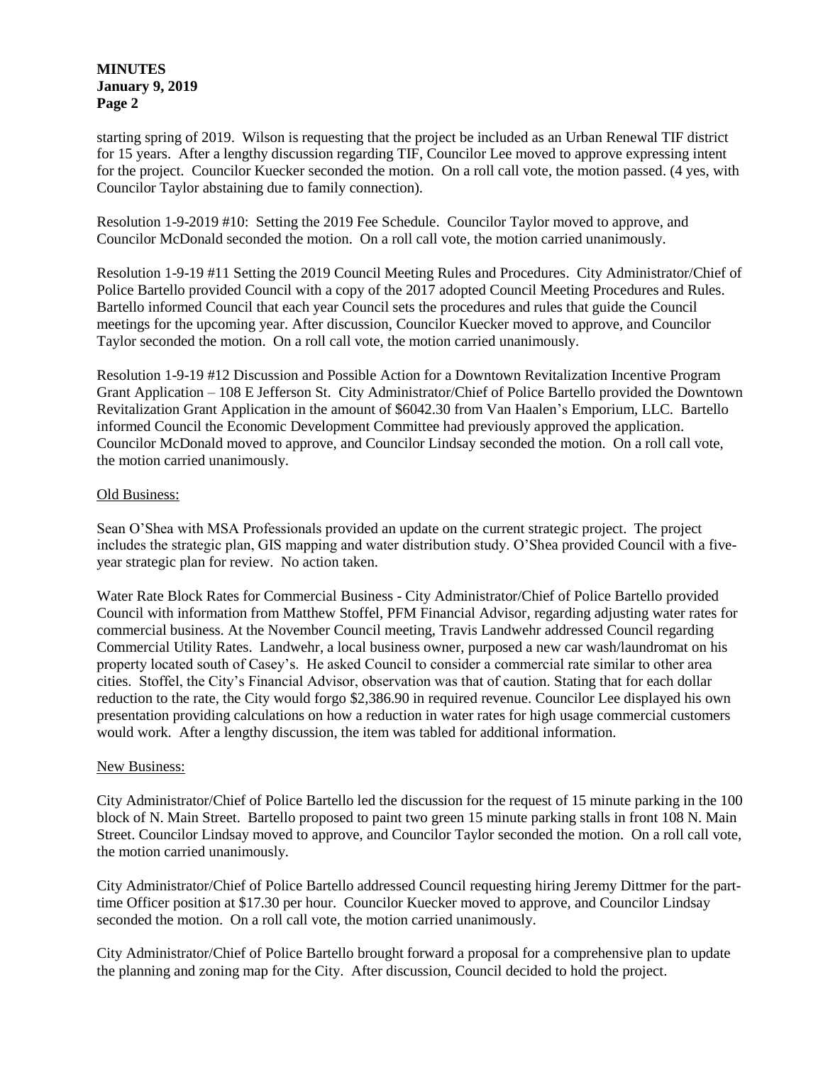starting spring of 2019. Wilson is requesting that the project be included as an Urban Renewal TIF district for 15 years. After a lengthy discussion regarding TIF, Councilor Lee moved to approve expressing intent for the project. Councilor Kuecker seconded the motion. On a roll call vote, the motion passed. (4 yes, with Councilor Taylor abstaining due to family connection).

Resolution 1-9-2019 #10: Setting the 2019 Fee Schedule. Councilor Taylor moved to approve, and Councilor McDonald seconded the motion. On a roll call vote, the motion carried unanimously.

Resolution 1-9-19 #11 Setting the 2019 Council Meeting Rules and Procedures. City Administrator/Chief of Police Bartello provided Council with a copy of the 2017 adopted Council Meeting Procedures and Rules. Bartello informed Council that each year Council sets the procedures and rules that guide the Council meetings for the upcoming year. After discussion, Councilor Kuecker moved to approve, and Councilor Taylor seconded the motion. On a roll call vote, the motion carried unanimously.

Resolution 1-9-19 #12 Discussion and Possible Action for a Downtown Revitalization Incentive Program Grant Application – 108 E Jefferson St. City Administrator/Chief of Police Bartello provided the Downtown Revitalization Grant Application in the amount of $6042.30 from Van Haalen's Emporium, LLC. Bartello informed Council the Economic Development Committee had previously approved the application. Councilor McDonald moved to approve, and Councilor Lindsay seconded the motion. On a roll call vote, the motion carried unanimously.

Old Business:

Sean O'Shea with MSA Professionals provided an update on the current strategic project. The project includes the strategic plan, GIS mapping and water distribution study. O'Shea provided Council with a five-year strategic plan for review. No action taken.

Water Rate Block Rates for Commercial Business - City Administrator/Chief of Police Bartello provided Council with information from Matthew Stoffel, PFM Financial Advisor, regarding adjusting water rates for commercial business. At the November Council meeting, Travis Landwehr addressed Council regarding Commercial Utility Rates. Landwehr, a local business owner, purposed a new car wash/laundromat on his property located south of Casey's. He asked Council to consider a commercial rate similar to other area cities. Stoffel, the City's Financial Advisor, observation was that of caution. Stating that for each dollar reduction to the rate, the City would forgo $2,386.90 in required revenue. Councilor Lee displayed his own presentation providing calculations on how a reduction in water rates for high usage commercial customers would work. After a lengthy discussion, the item was tabled for additional information.

New Business:

City Administrator/Chief of Police Bartello led the discussion for the request of 15 minute parking in the 100 block of N. Main Street. Bartello proposed to paint two green 15 minute parking stalls in front 108 N. Main Street. Councilor Lindsay moved to approve, and Councilor Taylor seconded the motion. On a roll call vote, the motion carried unanimously.

City Administrator/Chief of Police Bartello addressed Council requesting hiring Jeremy Dittmer for the part-time Officer position at $17.30 per hour. Councilor Kuecker moved to approve, and Councilor Lindsay seconded the motion. On a roll call vote, the motion carried unanimously.

City Administrator/Chief of Police Bartello brought forward a proposal for a comprehensive plan to update the planning and zoning map for the City. After discussion, Council decided to hold the project.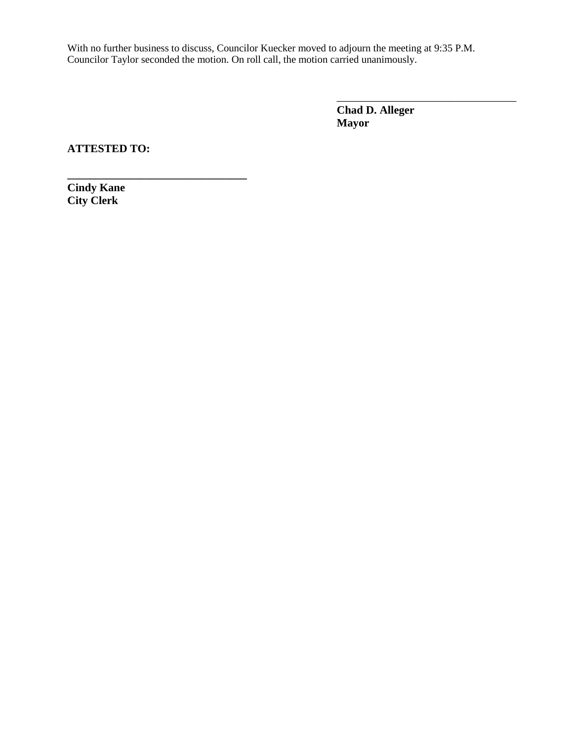With no further business to discuss, Councilor Kuecker moved to adjourn the meeting at 9:35 P.M. Councilor Taylor seconded the motion. On roll call, the motion carried unanimously.

\_\_\_\_\_\_\_\_\_\_\_\_\_\_\_\_\_\_\_\_\_\_\_\_\_\_\_\_\_\_\_\_\_\_

**Chad D. Alleger**
**Mayor**

**ATTESTED TO:**

\_\_\_\_\_\_\_\_\_\_\_\_\_\_\_\_\_\_\_\_\_\_\_\_\_\_\_\_\_\_\_\_\_\_

**Cindy Kane**
**City Clerk**